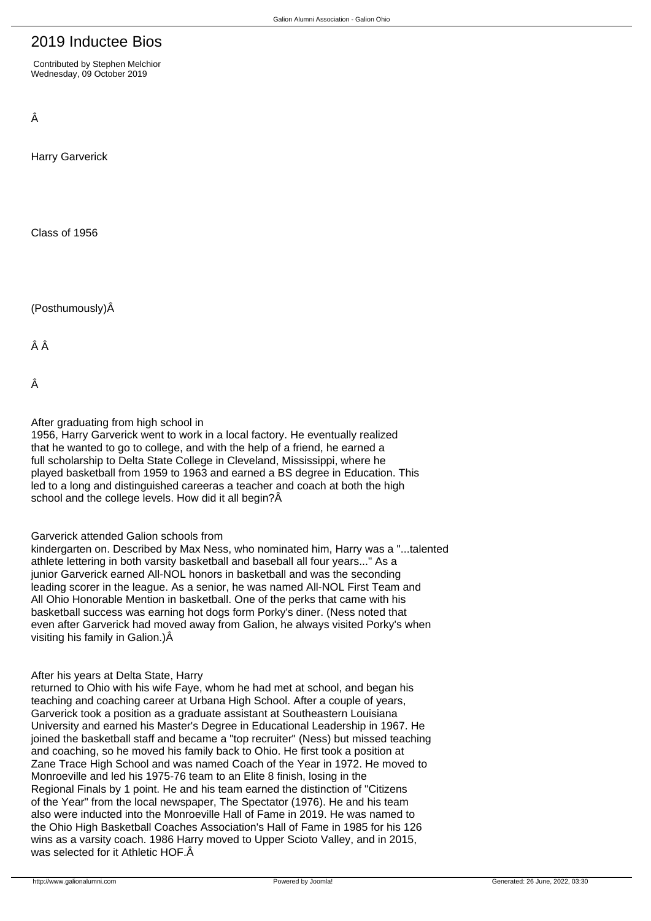# 2019 Inductee Bios

Contributed by Stephen Melchior
Wednesday, 09 October 2019

Â

Harry Garverick

Class of 1956

(Posthumously)Â

Â Â

Â

After graduating from high school in 1956, Harry Garverick went to work in a local factory. He eventually realized that he wanted to go to college, and with the help of a friend, he earned a full scholarship to Delta State College in Cleveland, Mississippi, where he played basketball from 1959 to 1963 and earned a BS degree in Education. This led to a long and distinguished careeras a teacher and coach at both the high school and the college levels. How did it all begin?Â

Garverick attended Galion schools from kindergarten on. Described by Max Ness, who nominated him, Harry was a "...talented athlete lettering in both varsity basketball and baseball all four years..." As a junior Garverick earned All-NOL honors in basketball and was the seconding leading scorer in the league. As a senior, he was named All-NOL First Team and All Ohio Honorable Mention in basketball. One of the perks that came with his basketball success was earning hot dogs form Porky's diner. (Ness noted that even after Garverick had moved away from Galion, he always visited Porky's when visiting his family in Galion.)Â

After his years at Delta State, Harry returned to Ohio with his wife Faye, whom he had met at school, and began his teaching and coaching career at Urbana High School. After a couple of years, Garverick took a position as a graduate assistant at Southeastern Louisiana University and earned his Master's Degree in Educational Leadership in 1967. He joined the basketball staff and became a "top recruiter" (Ness) but missed teaching and coaching, so he moved his family back to Ohio. He first took a position at Zane Trace High School and was named Coach of the Year in 1972. He moved to Monroeville and led his 1975-76 team to an Elite 8 finish, losing in the Regional Finals by 1 point. He and his team earned the distinction of "Citizens of the Year" from the local newspaper, The Spectator (1976). He and his team also were inducted into the Monroeville Hall of Fame in 2019. He was named to the Ohio High Basketball Coaches Association's Hall of Fame in 1985 for his 126 wins as a varsity coach. 1986 Harry moved to Upper Scioto Valley, and in 2015, was selected for it Athletic HOF.Â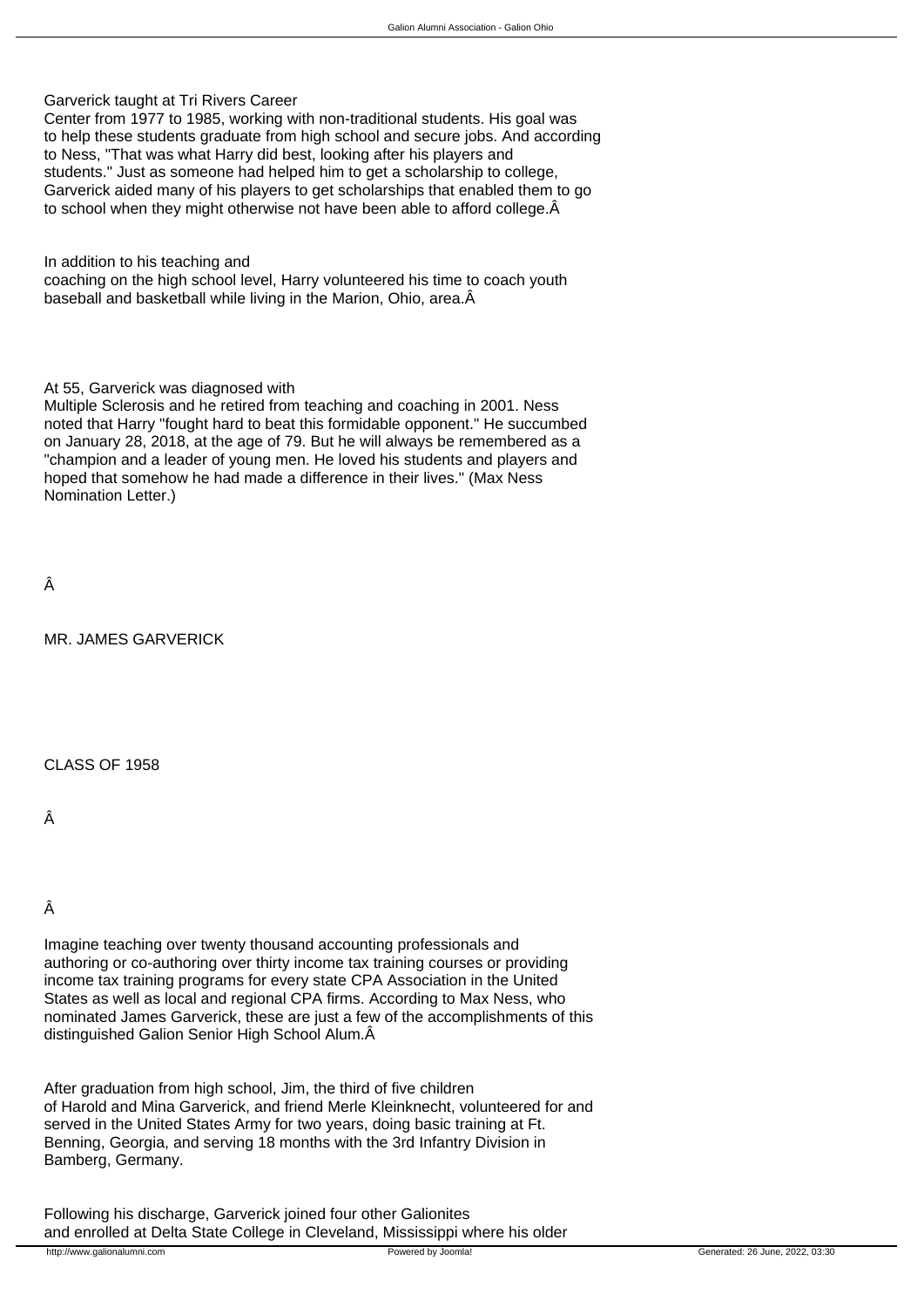Garverick taught at Tri Rivers Career Center from 1977 to 1985, working with non-traditional students. His goal was to help these students graduate from high school and secure jobs. And according to Ness, "That was what Harry did best, looking after his players and students." Just as someone had helped him to get a scholarship to college, Garverick aided many of his players to get scholarships that enabled them to go to school when they might otherwise not have been able to afford college.Â

In addition to his teaching and coaching on the high school level, Harry volunteered his time to coach youth baseball and basketball while living in the Marion, Ohio, area.Â

At 55, Garverick was diagnosed with Multiple Sclerosis and he retired from teaching and coaching in 2001. Ness noted that Harry "fought hard to beat this formidable opponent." He succumbed on January 28, 2018, at the age of 79. But he will always be remembered as a "champion and a leader of young men. He loved his students and players and hoped that somehow he had made a difference in their lives." (Max Ness Nomination Letter.)

Â

MR. JAMES GARVERICK

CLASS OF 1958

Â

Â

Imagine teaching over twenty thousand accounting professionals and authoring or co-authoring over thirty income tax training courses or providing income tax training programs for every state CPA Association in the United States as well as local and regional CPA firms. According to Max Ness, who nominated James Garverick, these are just a few of the accomplishments of this distinguished Galion Senior High School Alum.Â

After graduation from high school, Jim, the third of five children of Harold and Mina Garverick, and friend Merle Kleinknecht, volunteered for and served in the United States Army for two years, doing basic training at Ft. Benning, Georgia, and serving 18 months with the 3rd Infantry Division in Bamberg, Germany.

Following his discharge, Garverick joined four other Galionites and enrolled at Delta State College in Cleveland, Mississippi where his older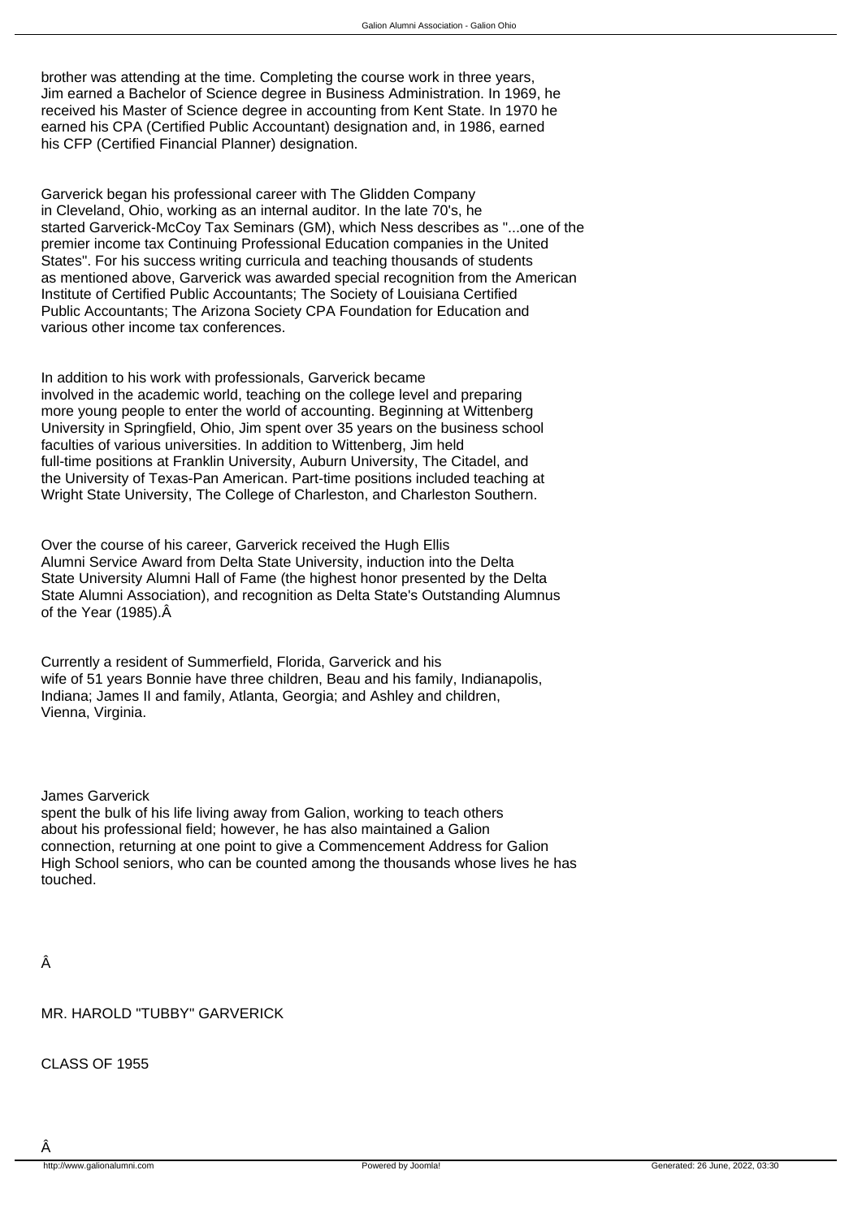brother was attending at the time. Completing the course work in three years, Jim earned a Bachelor of Science degree in Business Administration. In 1969, he received his Master of Science degree in accounting from Kent State. In 1970 he earned his CPA (Certified Public Accountant) designation and, in 1986, earned his CFP (Certified Financial Planner) designation.

Garverick began his professional career with The Glidden Company in Cleveland, Ohio, working as an internal auditor. In the late 70's, he started Garverick-McCoy Tax Seminars (GM), which Ness describes as "...one of the premier income tax Continuing Professional Education companies in the United States". For his success writing curricula and teaching thousands of students as mentioned above, Garverick was awarded special recognition from the American Institute of Certified Public Accountants; The Society of Louisiana Certified Public Accountants; The Arizona Society CPA Foundation for Education and various other income tax conferences.

In addition to his work with professionals, Garverick became involved in the academic world, teaching on the college level and preparing more young people to enter the world of accounting. Beginning at Wittenberg University in Springfield, Ohio, Jim spent over 35 years on the business school faculties of various universities. In addition to Wittenberg, Jim held full-time positions at Franklin University, Auburn University, The Citadel, and the University of Texas-Pan American. Part-time positions included teaching at Wright State University, The College of Charleston, and Charleston Southern.

Over the course of his career, Garverick received the Hugh Ellis Alumni Service Award from Delta State University, induction into the Delta State University Alumni Hall of Fame (the highest honor presented by the Delta State Alumni Association), and recognition as Delta State's Outstanding Alumnus of the Year (1985).Â

Currently a resident of Summerfield, Florida, Garverick and his wife of 51 years Bonnie have three children, Beau and his family, Indianapolis, Indiana; James II and family, Atlanta, Georgia; and Ashley and children, Vienna, Virginia.

James Garverick spent the bulk of his life living away from Galion, working to teach others about his professional field; however, he has also maintained a Galion connection, returning at one point to give a Commencement Address for Galion High School seniors, who can be counted among the thousands whose lives he has touched.

Â

MR. HAROLD "TUBBY" GARVERICK

CLASS OF 1955

Â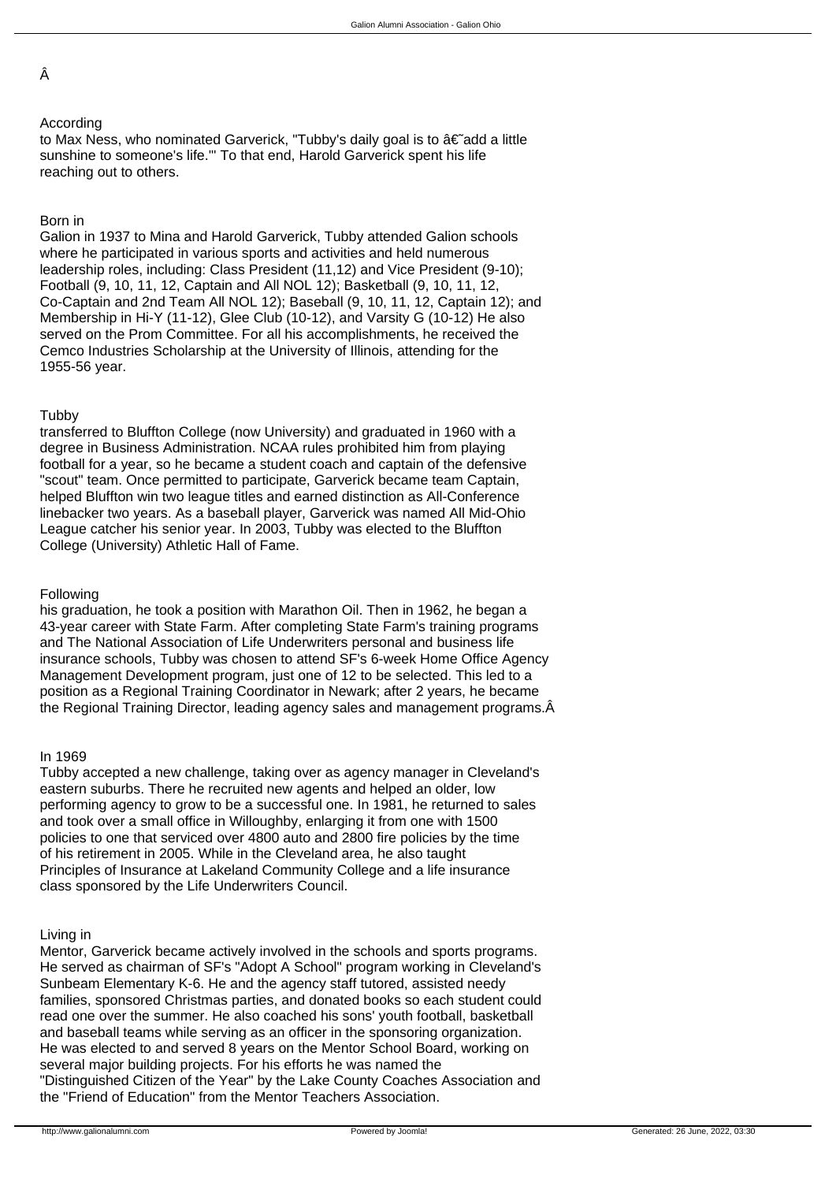Â

According to Max Ness, who nominated Garverick, "Tubby's daily goal is to â€˜add a little sunshine to someone's life.'" To that end, Harold Garverick spent his life reaching out to others.

Born in Galion in 1937 to Mina and Harold Garverick, Tubby attended Galion schools where he participated in various sports and activities and held numerous leadership roles, including: Class President (11,12) and Vice President (9-10); Football (9, 10, 11, 12, Captain and All NOL 12); Basketball (9, 10, 11, 12, Co-Captain and 2nd Team All NOL 12); Baseball (9, 10, 11, 12, Captain 12); and Membership in Hi-Y (11-12), Glee Club (10-12), and Varsity G (10-12) He also served on the Prom Committee. For all his accomplishments, he received the Cemco Industries Scholarship at the University of Illinois, attending for the 1955-56 year.

Tubby transferred to Bluffton College (now University) and graduated in 1960 with a degree in Business Administration. NCAA rules prohibited him from playing football for a year, so he became a student coach and captain of the defensive "scout" team. Once permitted to participate, Garverick became team Captain, helped Bluffton win two league titles and earned distinction as All-Conference linebacker two years. As a baseball player, Garverick was named All Mid-Ohio League catcher his senior year. In 2003, Tubby was elected to the Bluffton College (University) Athletic Hall of Fame.

Following his graduation, he took a position with Marathon Oil. Then in 1962, he began a 43-year career with State Farm. After completing State Farm's training programs and The National Association of Life Underwriters personal and business life insurance schools, Tubby was chosen to attend SF's 6-week Home Office Agency Management Development program, just one of 12 to be selected. This led to a position as a Regional Training Coordinator in Newark; after 2 years, he became the Regional Training Director, leading agency sales and management programs.Â

In 1969 Tubby accepted a new challenge, taking over as agency manager in Cleveland's eastern suburbs. There he recruited new agents and helped an older, low performing agency to grow to be a successful one. In 1981, he returned to sales and took over a small office in Willoughby, enlarging it from one with 1500 policies to one that serviced over 4800 auto and 2800 fire policies by the time of his retirement in 2005. While in the Cleveland area, he also taught Principles of Insurance at Lakeland Community College and a life insurance class sponsored by the Life Underwriters Council.

Living in Mentor, Garverick became actively involved in the schools and sports programs. He served as chairman of SF's "Adopt A School" program working in Cleveland's Sunbeam Elementary K-6. He and the agency staff tutored, assisted needy families, sponsored Christmas parties, and donated books so each student could read one over the summer. He also coached his sons' youth football, basketball and baseball teams while serving as an officer in the sponsoring organization. He was elected to and served 8 years on the Mentor School Board, working on several major building projects. For his efforts he was named the "Distinguished Citizen of the Year" by the Lake County Coaches Association and the "Friend of Education" from the Mentor Teachers Association.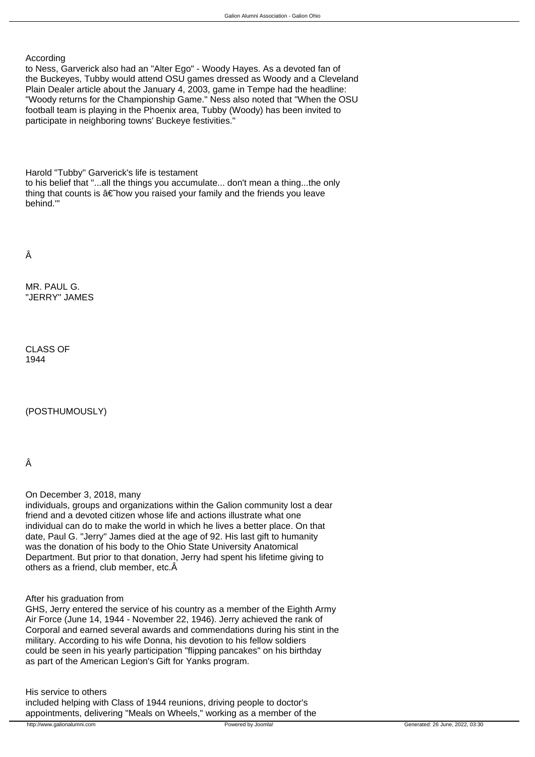According to Ness, Garverick also had an "Alter Ego" - Woody Hayes. As a devoted fan of the Buckeyes, Tubby would attend OSU games dressed as Woody and a Cleveland Plain Dealer article about the January 4, 2003, game in Tempe had the headline: "Woody returns for the Championship Game." Ness also noted that "When the OSU football team is playing in the Phoenix area, Tubby (Woody) has been invited to participate in neighboring towns' Buckeye festivities."

Harold "Tubby" Garverick's life is testament to his belief that "...all the things you accumulate... don't mean a thing...the only thing that counts is â€˜how you raised your family and the friends you leave behind.'"

Â

MR. PAUL G. "JERRY" JAMES

CLASS OF 1944

(POSTHUMOUSLY)

Â

On December 3, 2018, many individuals, groups and organizations within the Galion community lost a dear friend and a devoted citizen whose life and actions illustrate what one individual can do to make the world in which he lives a better place. On that date, Paul G. "Jerry" James died at the age of 92. His last gift to humanity was the donation of his body to the Ohio State University Anatomical Department. But prior to that donation, Jerry had spent his lifetime giving to others as a friend, club member, etc.Â

After his graduation from GHS, Jerry entered the service of his country as a member of the Eighth Army Air Force (June 14, 1944 - November 22, 1946). Jerry achieved the rank of Corporal and earned several awards and commendations during his stint in the military. According to his wife Donna, his devotion to his fellow soldiers could be seen in his yearly participation "flipping pancakes" on his birthday as part of the American Legion's Gift for Yanks program.

His service to others included helping with Class of 1944 reunions, driving people to doctor's appointments, delivering "Meals on Wheels," working as a member of the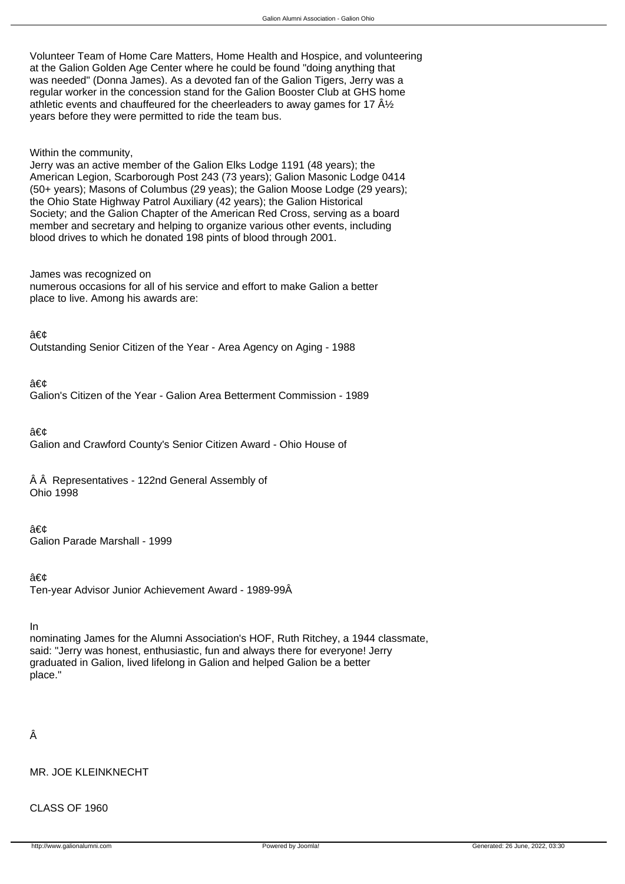Volunteer Team of Home Care Matters, Home Health and Hospice, and volunteering at the Galion Golden Age Center where he could be found "doing anything that was needed" (Donna James). As a devoted fan of the Galion Tigers, Jerry was a regular worker in the concession stand for the Galion Booster Club at GHS home athletic events and chauffeured for the cheerleaders to away games for 17 Â½ years before they were permitted to ride the team bus.

Within the community,
Jerry was an active member of the Galion Elks Lodge 1191 (48 years); the American Legion, Scarborough Post 243 (73 years); Galion Masonic Lodge 0414 (50+ years); Masons of Columbus (29 yeas); the Galion Moose Lodge (29 years); the Ohio State Highway Patrol Auxiliary (42 years); the Galion Historical Society; and the Galion Chapter of the American Red Cross, serving as a board member and secretary and helping to organize various other events, including blood drives to which he donated 198 pints of blood through 2001.

James was recognized on
numerous occasions for all of his service and effort to make Galion a better place to live. Among his awards are:

â€¢
Outstanding Senior Citizen of the Year - Area Agency on Aging - 1988

â€¢
Galion's Citizen of the Year - Galion Area Betterment Commission - 1989

â€¢
Galion and Crawford County's Senior Citizen Award - Ohio House of

Â Â  Representatives - 122nd General Assembly of
Ohio 1998

â€¢
Galion Parade Marshall - 1999

â€¢
Ten-year Advisor Junior Achievement Award - 1989-99Â

In
nominating James for the Alumni Association's HOF, Ruth Ritchey, a 1944 classmate, said: "Jerry was honest, enthusiastic, fun and always there for everyone! Jerry graduated in Galion, lived lifelong in Galion and helped Galion be a better place."

Â

MR. JOE KLEINKNECHT

CLASS OF 1960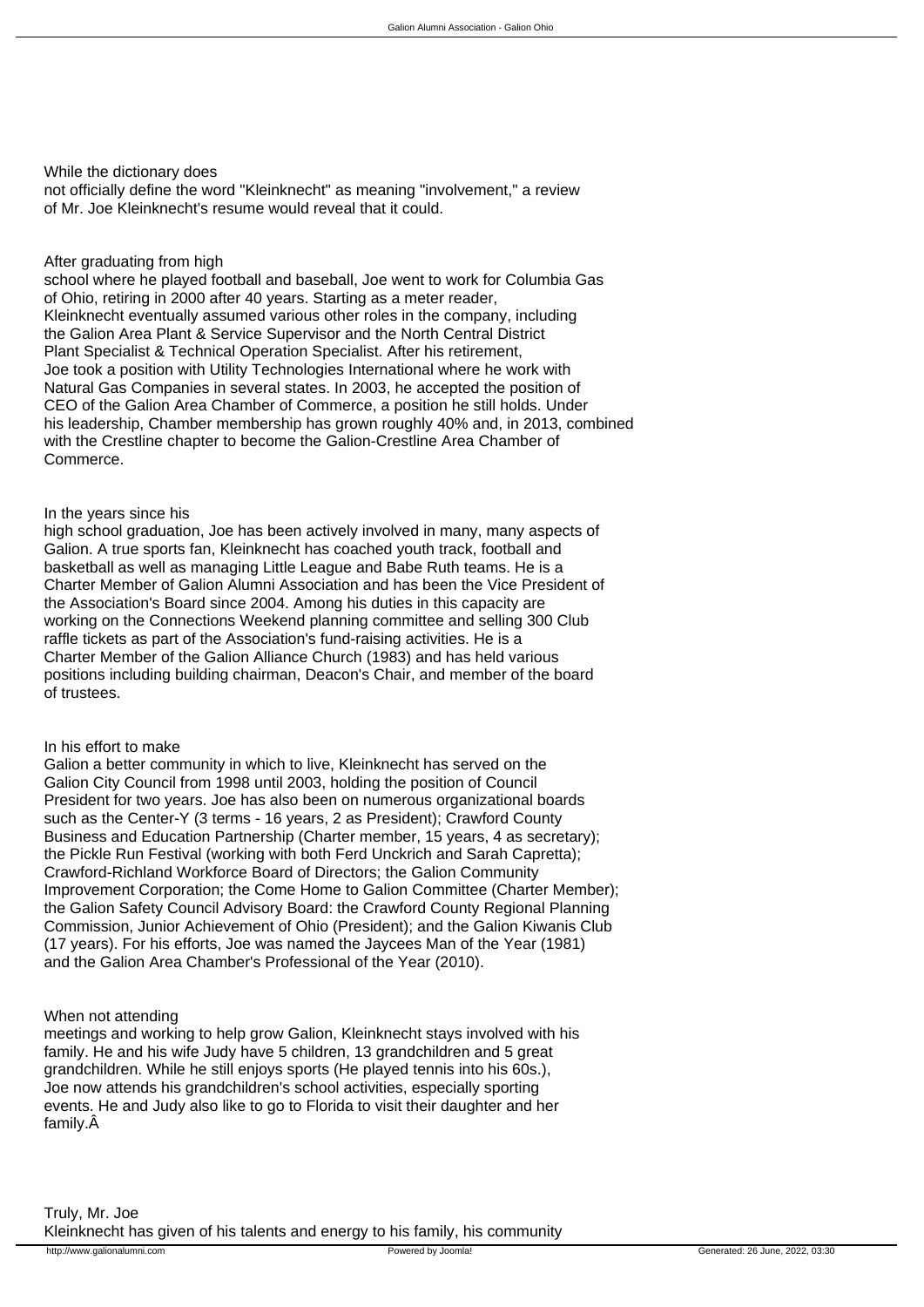While the dictionary does not officially define the word "Kleinknecht" as meaning "involvement," a review of Mr. Joe Kleinknecht's resume would reveal that it could.

After graduating from high school where he played football and baseball, Joe went to work for Columbia Gas of Ohio, retiring in 2000 after 40 years. Starting as a meter reader, Kleinknecht eventually assumed various other roles in the company, including the Galion Area Plant & Service Supervisor and the North Central District Plant Specialist & Technical Operation Specialist. After his retirement, Joe took a position with Utility Technologies International where he work with Natural Gas Companies in several states. In 2003, he accepted the position of CEO of the Galion Area Chamber of Commerce, a position he still holds. Under his leadership, Chamber membership has grown roughly 40% and, in 2013, combined with the Crestline chapter to become the Galion-Crestline Area Chamber of Commerce.

In the years since his high school graduation, Joe has been actively involved in many, many aspects of Galion. A true sports fan, Kleinknecht has coached youth track, football and basketball as well as managing Little League and Babe Ruth teams. He is a Charter Member of Galion Alumni Association and has been the Vice President of the Association's Board since 2004. Among his duties in this capacity are working on the Connections Weekend planning committee and selling 300 Club raffle tickets as part of the Association's fund-raising activities. He is a Charter Member of the Galion Alliance Church (1983) and has held various positions including building chairman, Deacon's Chair, and member of the board of trustees.

In his effort to make Galion a better community in which to live, Kleinknecht has served on the Galion City Council from 1998 until 2003, holding the position of Council President for two years. Joe has also been on numerous organizational boards such as the Center-Y (3 terms - 16 years, 2 as President); Crawford County Business and Education Partnership (Charter member, 15 years, 4 as secretary); the Pickle Run Festival (working with both Ferd Unckrich and Sarah Capretta); Crawford-Richland Workforce Board of Directors; the Galion Community Improvement Corporation; the Come Home to Galion Committee (Charter Member); the Galion Safety Council Advisory Board: the Crawford County Regional Planning Commission, Junior Achievement of Ohio (President); and the Galion Kiwanis Club (17 years). For his efforts, Joe was named the Jaycees Man of the Year (1981) and the Galion Area Chamber's Professional of the Year (2010).

When not attending meetings and working to help grow Galion, Kleinknecht stays involved with his family. He and his wife Judy have 5 children, 13 grandchildren and 5 great grandchildren. While he still enjoys sports (He played tennis into his 60s.), Joe now attends his grandchildren's school activities, especially sporting events. He and Judy also like to go to Florida to visit their daughter and her family.Â

Truly, Mr. Joe Kleinknecht has given of his talents and energy to his family, his community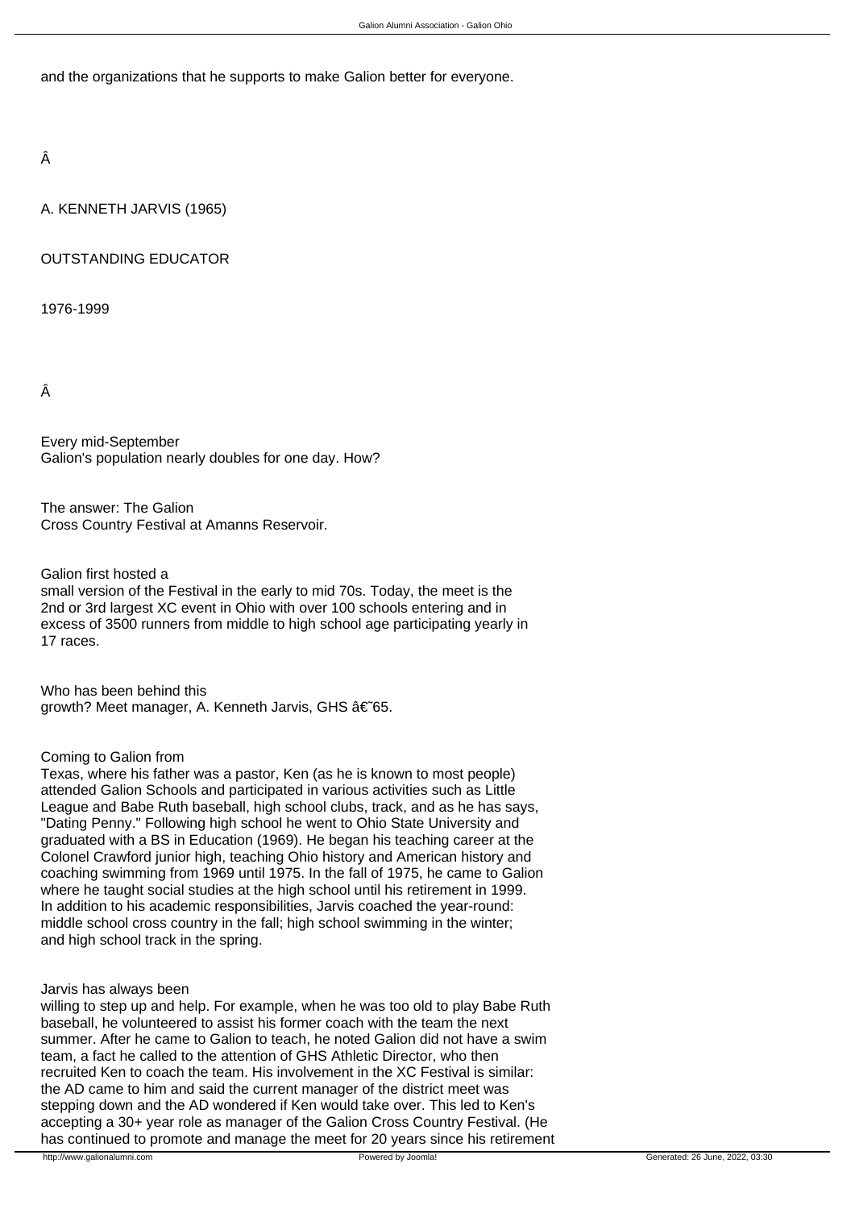and the organizations that he supports to make Galion better for everyone.

Â

A. KENNETH JARVIS (1965)

OUTSTANDING EDUCATOR

1976-1999

Â

Every mid-September Galion's population nearly doubles for one day. How?

The answer: The Galion Cross Country Festival at Amanns Reservoir.

Galion first hosted a small version of the Festival in the early to mid 70s. Today, the meet is the 2nd or 3rd largest XC event in Ohio with over 100 schools entering and in excess of 3500 runners from middle to high school age participating yearly in 17 races.

Who has been behind this growth? Meet manager, A. Kenneth Jarvis, GHS â€˜65.

Coming to Galion from Texas, where his father was a pastor, Ken (as he is known to most people) attended Galion Schools and participated in various activities such as Little League and Babe Ruth baseball, high school clubs, track, and as he has says, "Dating Penny." Following high school he went to Ohio State University and graduated with a BS in Education (1969). He began his teaching career at the Colonel Crawford junior high, teaching Ohio history and American history and coaching swimming from 1969 until 1975. In the fall of 1975, he came to Galion where he taught social studies at the high school until his retirement in 1999. In addition to his academic responsibilities, Jarvis coached the year-round: middle school cross country in the fall; high school swimming in the winter; and high school track in the spring.

Jarvis has always been willing to step up and help. For example, when he was too old to play Babe Ruth baseball, he volunteered to assist his former coach with the team the next summer. After he came to Galion to teach, he noted Galion did not have a swim team, a fact he called to the attention of GHS Athletic Director, who then recruited Ken to coach the team. His involvement in the XC Festival is similar: the AD came to him and said the current manager of the district meet was stepping down and the AD wondered if Ken would take over. This led to Ken's accepting a 30+ year role as manager of the Galion Cross Country Festival. (He has continued to promote and manage the meet for 20 years since his retirement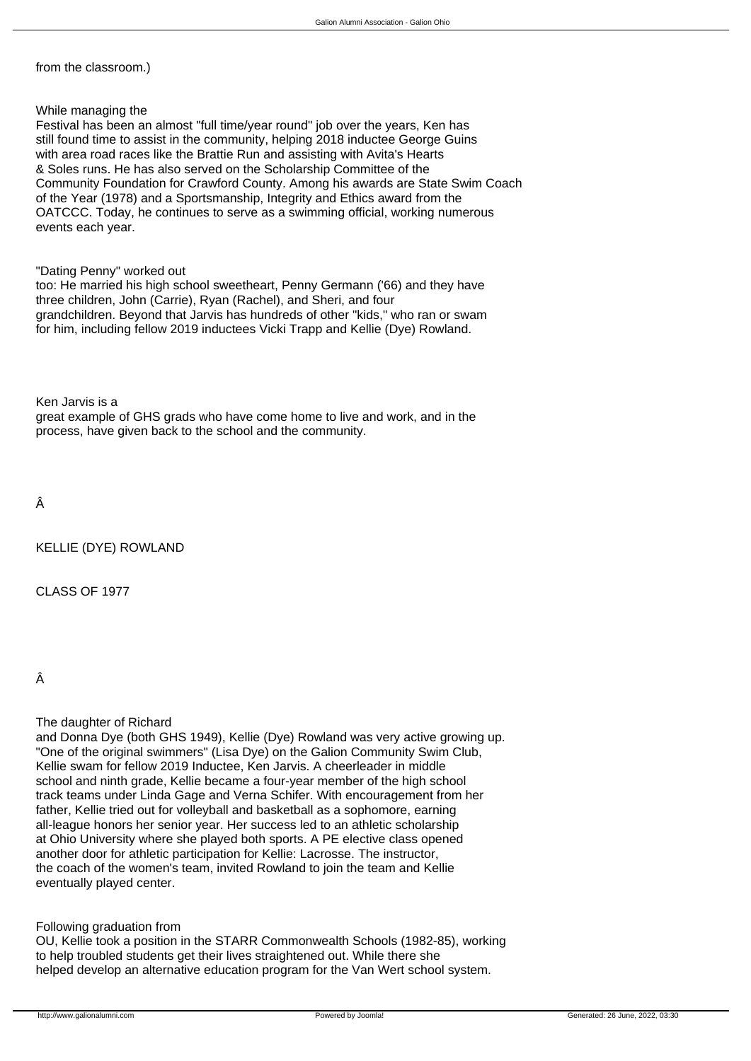from the classroom.)

While managing the Festival has been an almost "full time/year round" job over the years, Ken has still found time to assist in the community, helping 2018 inductee George Guins with area road races like the Brattie Run and assisting with Avita's Hearts & Soles runs. He has also served on the Scholarship Committee of the Community Foundation for Crawford County. Among his awards are State Swim Coach of the Year (1978) and a Sportsmanship, Integrity and Ethics award from the OATCCC. Today, he continues to serve as a swimming official, working numerous events each year.

"Dating Penny" worked out too: He married his high school sweetheart, Penny Germann ('66) and they have three children, John (Carrie), Ryan (Rachel), and Sheri, and four grandchildren. Beyond that Jarvis has hundreds of other "kids," who ran or swam for him, including fellow 2019 inductees Vicki Trapp and Kellie (Dye) Rowland.

Ken Jarvis is a great example of GHS grads who have come home to live and work, and in the process, have given back to the school and the community.

Â

KELLIE (DYE) ROWLAND

CLASS OF 1977

Â

The daughter of Richard and Donna Dye (both GHS 1949), Kellie (Dye) Rowland was very active growing up. "One of the original swimmers" (Lisa Dye) on the Galion Community Swim Club, Kellie swam for fellow 2019 Inductee, Ken Jarvis. A cheerleader in middle school and ninth grade, Kellie became a four-year member of the high school track teams under Linda Gage and Verna Schifer. With encouragement from her father, Kellie tried out for volleyball and basketball as a sophomore, earning all-league honors her senior year. Her success led to an athletic scholarship at Ohio University where she played both sports. A PE elective class opened another door for athletic participation for Kellie: Lacrosse. The instructor, the coach of the women's team, invited Rowland to join the team and Kellie eventually played center.

Following graduation from OU, Kellie took a position in the STARR Commonwealth Schools (1982-85), working to help troubled students get their lives straightened out. While there she helped develop an alternative education program for the Van Wert school system.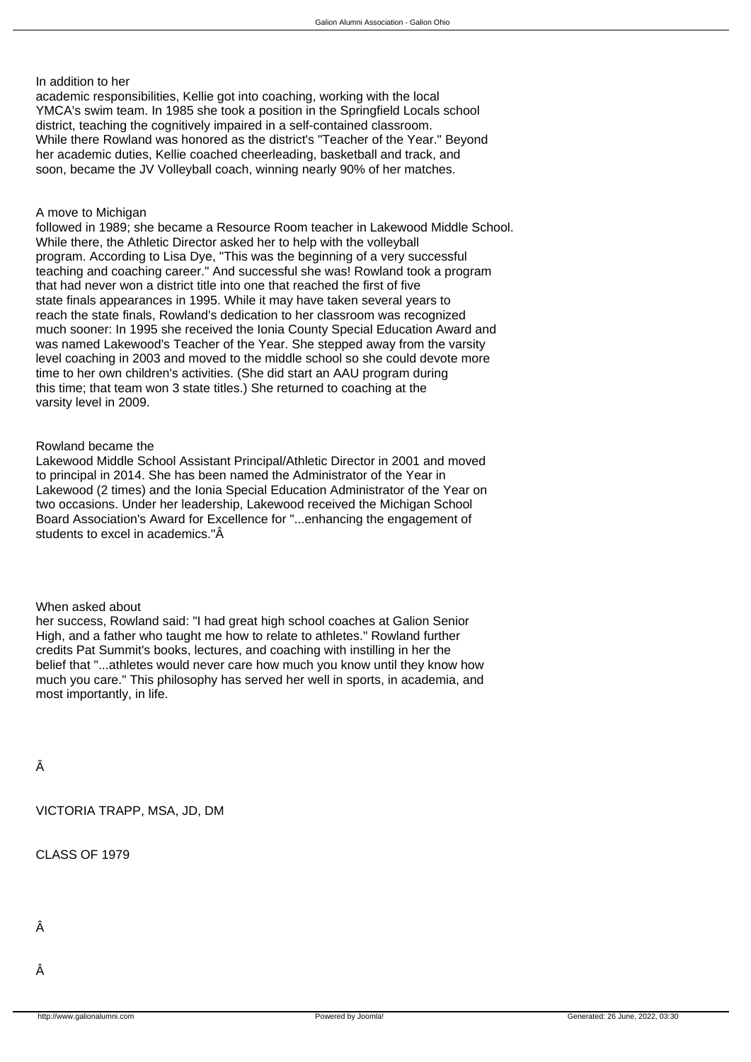In addition to her academic responsibilities, Kellie got into coaching, working with the local YMCA's swim team. In 1985 she took a position in the Springfield Locals school district, teaching the cognitively impaired in a self-contained classroom. While there Rowland was honored as the district's "Teacher of the Year." Beyond her academic duties, Kellie coached cheerleading, basketball and track, and soon, became the JV Volleyball coach, winning nearly 90% of her matches.

A move to Michigan followed in 1989; she became a Resource Room teacher in Lakewood Middle School. While there, the Athletic Director asked her to help with the volleyball program. According to Lisa Dye, "This was the beginning of a very successful teaching and coaching career." And successful she was! Rowland took a program that had never won a district title into one that reached the first of five state finals appearances in 1995. While it may have taken several years to reach the state finals, Rowland's dedication to her classroom was recognized much sooner: In 1995 she received the Ionia County Special Education Award and was named Lakewood's Teacher of the Year. She stepped away from the varsity level coaching in 2003 and moved to the middle school so she could devote more time to her own children's activities. (She did start an AAU program during this time; that team won 3 state titles.) She returned to coaching at the varsity level in 2009.

Rowland became the Lakewood Middle School Assistant Principal/Athletic Director in 2001 and moved to principal in 2014. She has been named the Administrator of the Year in Lakewood (2 times) and the Ionia Special Education Administrator of the Year on two occasions. Under her leadership, Lakewood received the Michigan School Board Association's Award for Excellence for "...enhancing the engagement of students to excel in academics."Â

When asked about her success, Rowland said: "I had great high school coaches at Galion Senior High, and a father who taught me how to relate to athletes." Rowland further credits Pat Summit's books, lectures, and coaching with instilling in her the belief that "...athletes would never care how much you know until they know how much you care." This philosophy has served her well in sports, in academia, and most importantly, in life.

Â

VICTORIA TRAPP, MSA, JD, DM

CLASS OF 1979

Â

Â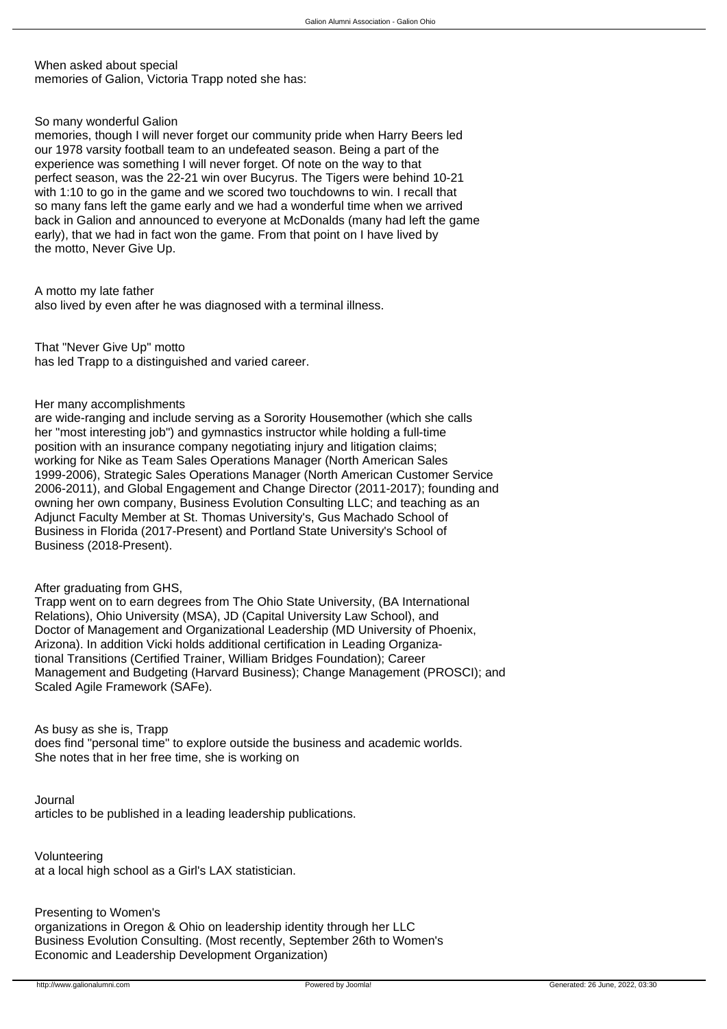When asked about special memories of Galion, Victoria Trapp noted she has:

So many wonderful Galion memories, though I will never forget our community pride when Harry Beers led our 1978 varsity football team to an undefeated season. Being a part of the experience was something I will never forget. Of note on the way to that perfect season, was the 22-21 win over Bucyrus. The Tigers were behind 10-21 with 1:10 to go in the game and we scored two touchdowns to win. I recall that so many fans left the game early and we had a wonderful time when we arrived back in Galion and announced to everyone at McDonalds (many had left the game early), that we had in fact won the game. From that point on I have lived by the motto, Never Give Up.

A motto my late father also lived by even after he was diagnosed with a terminal illness.

That "Never Give Up" motto has led Trapp to a distinguished and varied career.

Her many accomplishments are wide-ranging and include serving as a Sorority Housemother (which she calls her "most interesting job") and gymnastics instructor while holding a full-time position with an insurance company negotiating injury and litigation claims; working for Nike as Team Sales Operations Manager (North American Sales 1999-2006), Strategic Sales Operations Manager (North American Customer Service 2006-2011), and Global Engagement and Change Director (2011-2017); founding and owning her own company, Business Evolution Consulting LLC; and teaching as an Adjunct Faculty Member at St. Thomas University's, Gus Machado School of Business in Florida (2017-Present) and Portland State University's School of Business (2018-Present).

After graduating from GHS, Trapp went on to earn degrees from The Ohio State University, (BA International Relations), Ohio University (MSA), JD (Capital University Law School), and Doctor of Management and Organizational Leadership (MD University of Phoenix, Arizona). In addition Vicki holds additional certification in Leading Organizational Transitions (Certified Trainer, William Bridges Foundation); Career Management and Budgeting (Harvard Business); Change Management (PROSCI); and Scaled Agile Framework (SAFe).

As busy as she is, Trapp does find "personal time" to explore outside the business and academic worlds. She notes that in her free time, she is working on

Journal articles to be published in a leading leadership publications.

Volunteering at a local high school as a Girl's LAX statistician.

Presenting to Women's organizations in Oregon & Ohio on leadership identity through her LLC Business Evolution Consulting. (Most recently, September 26th to Women's Economic and Leadership Development Organization)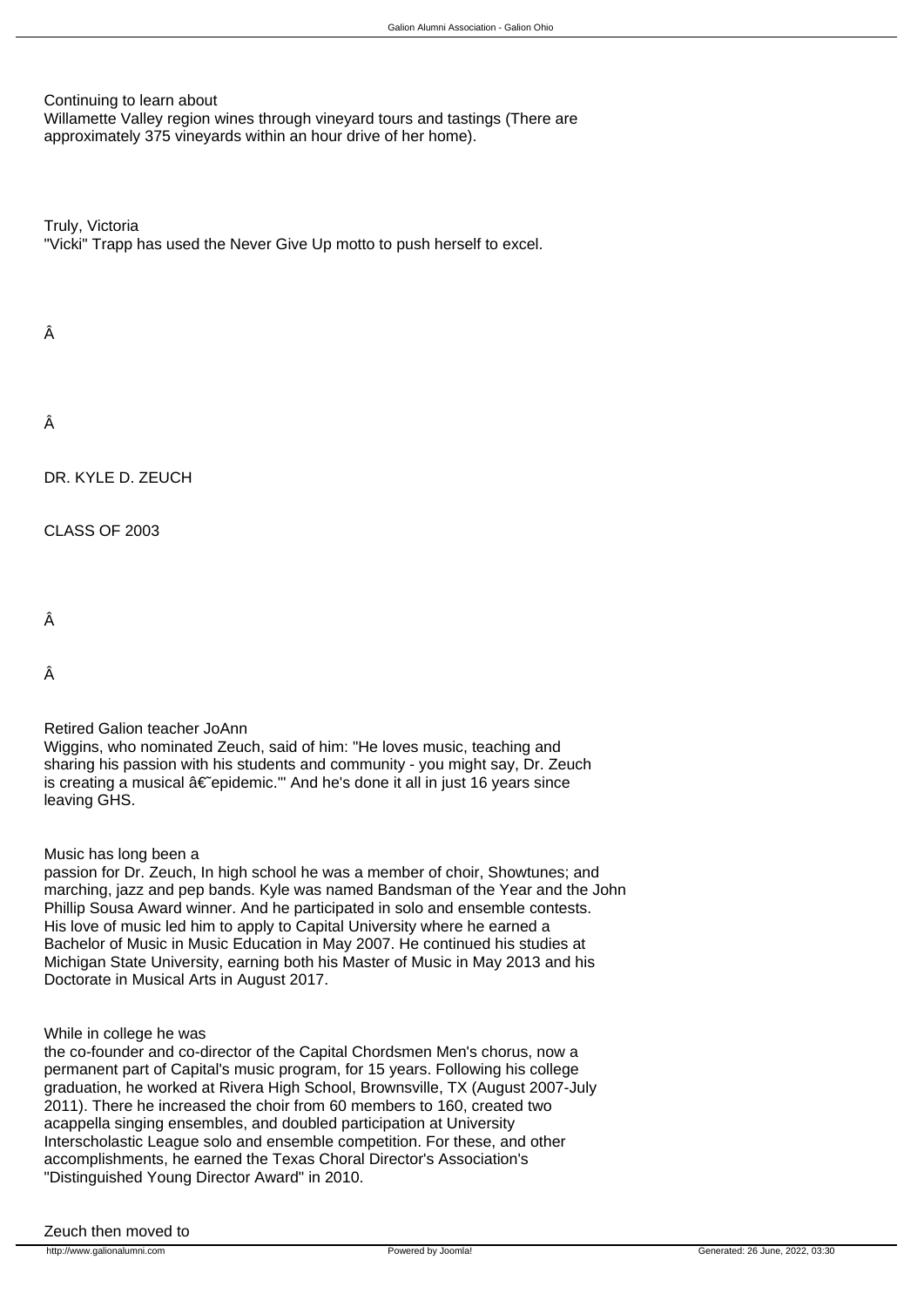Continuing to learn about Willamette Valley region wines through vineyard tours and tastings (There are approximately 375 vineyards within an hour drive of her home).

Truly, Victoria "Vicki" Trapp has used the Never Give Up motto to push herself to excel.

Â

Â

DR. KYLE D. ZEUCH

CLASS OF 2003

Â

Â

Retired Galion teacher JoAnn Wiggins, who nominated Zeuch, said of him: "He loves music, teaching and sharing his passion with his students and community - you might say, Dr. Zeuch is creating a musical â€˜epidemic.'" And he's done it all in just 16 years since leaving GHS.

Music has long been a passion for Dr. Zeuch, In high school he was a member of choir, Showtunes; and marching, jazz and pep bands. Kyle was named Bandsman of the Year and the John Phillip Sousa Award winner. And he participated in solo and ensemble contests. His love of music led him to apply to Capital University where he earned a Bachelor of Music in Music Education in May 2007. He continued his studies at Michigan State University, earning both his Master of Music in May 2013 and his Doctorate in Musical Arts in August 2017.

While in college he was the co-founder and co-director of the Capital Chordsmen Men's chorus, now a permanent part of Capital's music program, for 15 years. Following his college graduation, he worked at Rivera High School, Brownsville, TX (August 2007-July 2011). There he increased the choir from 60 members to 160, created two acappella singing ensembles, and doubled participation at University Interscholastic League solo and ensemble competition. For these, and other accomplishments, he earned the Texas Choral Director's Association's "Distinguished Young Director Award" in 2010.

Zeuch then moved to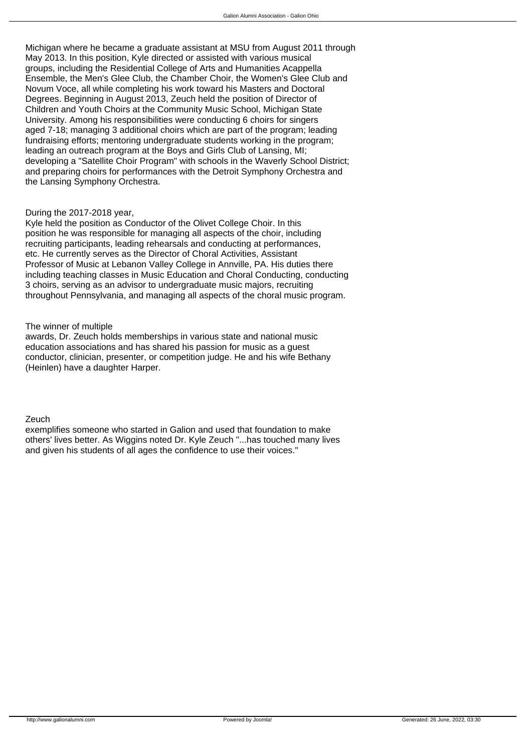Michigan where he became a graduate assistant at MSU from August 2011 through May 2013. In this position, Kyle directed or assisted with various musical groups, including the Residential College of Arts and Humanities Acappella Ensemble, the Men's Glee Club, the Chamber Choir, the Women's Glee Club and Novum Voce, all while completing his work toward his Masters and Doctoral Degrees. Beginning in August 2013, Zeuch held the position of Director of Children and Youth Choirs at the Community Music School, Michigan State University. Among his responsibilities were conducting 6 choirs for singers aged 7-18; managing 3 additional choirs which are part of the program; leading fundraising efforts; mentoring undergraduate students working in the program; leading an outreach program at the Boys and Girls Club of Lansing, MI; developing a "Satellite Choir Program" with schools in the Waverly School District; and preparing choirs for performances with the Detroit Symphony Orchestra and the Lansing Symphony Orchestra.

During the 2017-2018 year, Kyle held the position as Conductor of the Olivet College Choir. In this position he was responsible for managing all aspects of the choir, including recruiting participants, leading rehearsals and conducting at performances, etc. He currently serves as the Director of Choral Activities, Assistant Professor of Music at Lebanon Valley College in Annville, PA. His duties there including teaching classes in Music Education and Choral Conducting, conducting 3 choirs, serving as an advisor to undergraduate music majors, recruiting throughout Pennsylvania, and managing all aspects of the choral music program.

The winner of multiple awards, Dr. Zeuch holds memberships in various state and national music education associations and has shared his passion for music as a guest conductor, clinician, presenter, or competition judge. He and his wife Bethany (Heinlen) have a daughter Harper.

Zeuch exemplifies someone who started in Galion and used that foundation to make others' lives better. As Wiggins noted Dr. Kyle Zeuch "...has touched many lives and given his students of all ages the confidence to use their voices."